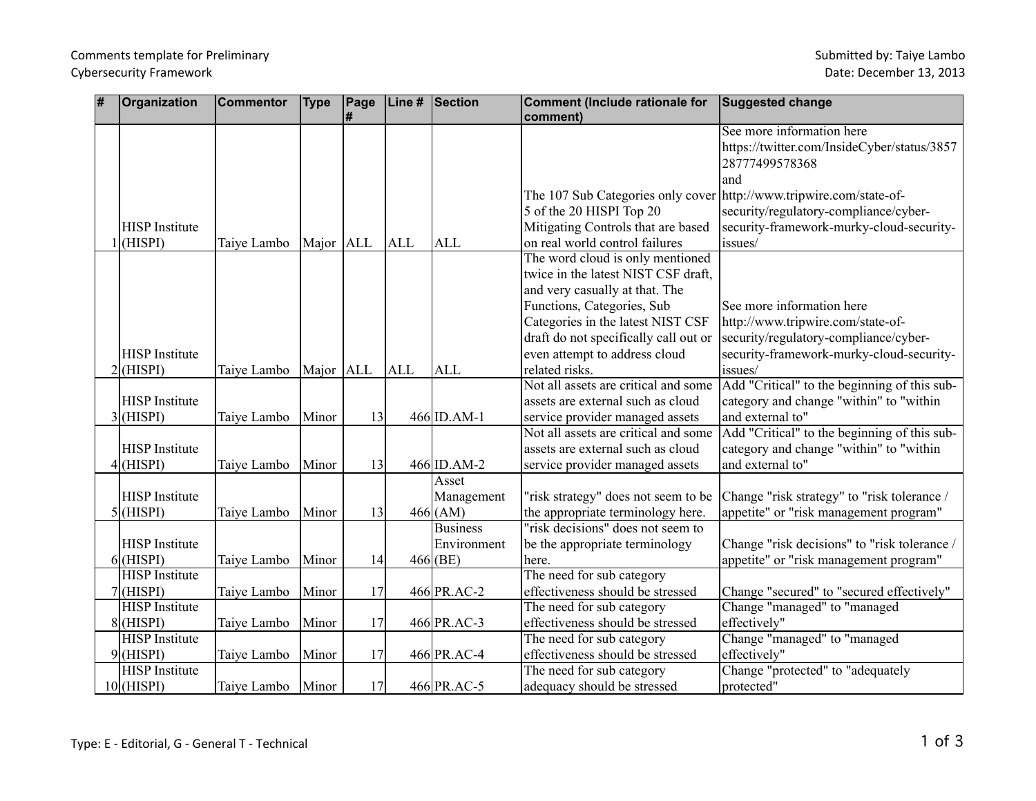Comments template for Preliminary Cybersecurity Framework

Submitted by: Taiye Lambo
Date: December 13, 2013

| # | Organization | Commentor | Type | Page # | Line # | Section | Comment (Include rationale for comment) | Suggested change |
|---|---|---|---|---|---|---|---|---|
| 1 | HISP Institute (HISPI) | Taiye Lambo | Major | ALL | ALL | ALL | The 107 Sub Categories only cover 5 of the 20 HISPI Top 20 Mitigating Controls that are based on real world control failures | See more information here https://twitter.com/InsideCyber/status/385728777499578368 and http://www.tripwire.com/state-of-security/regulatory-compliance/cyber-security-framework-murky-cloud-security-issues/ |
| 2 | HISP Institute (HISPI) | Taiye Lambo | Major | ALL | ALL | ALL | The word cloud is only mentioned twice in the latest NIST CSF draft, and very casually at that. The Functions, Categories, Sub Categories in the latest NIST CSF draft do not specifically call out or even attempt to address cloud related risks. | See more information here http://www.tripwire.com/state-of-security/regulatory-compliance/cyber-security-framework-murky-cloud-security-issues/ |
| 3 | HISP Institute (HISPI) | Taiye Lambo | Minor | 13 | 466 | ID.AM-1 | Not all assets are critical and some assets are external such as cloud service provider managed assets | Add "Critical" to the beginning of this sub-category and change "within" to "within and external to" |
| 4 | HISP Institute (HISPI) | Taiye Lambo | Minor | 13 | 466 | ID.AM-2 | Not all assets are critical and some assets are external such as cloud service provider managed assets | Add "Critical" to the beginning of this sub-category and change "within" to "within and external to" |
| 5 | HISP Institute (HISPI) | Taiye Lambo | Minor | 13 | 466 | Asset Management (AM) | "risk strategy" does not seem to be the appropriate terminology here. | Change "risk strategy" to "risk tolerance / appetite" or "risk management program" |
| 6 | HISP Institute (HISPI) | Taiye Lambo | Minor | 14 | 466 | Business Environment (BE) | "risk decisions" does not seem to be the appropriate terminology here. | Change "risk decisions" to "risk tolerance / appetite" or "risk management program" |
| 7 | HISP Institute (HISPI) | Taiye Lambo | Minor | 17 | 466 | PR.AC-2 | The need for sub category effectiveness should be stressed | Change "secured" to "secured effectively" |
| 8 | HISP Institute (HISPI) | Taiye Lambo | Minor | 17 | 466 | PR.AC-3 | The need for sub category effectiveness should be stressed | Change "managed" to "managed effectively" |
| 9 | HISP Institute (HISPI) | Taiye Lambo | Minor | 17 | 466 | PR.AC-4 | The need for sub category effectiveness should be stressed | Change "managed" to "managed effectively" |
| 10 | HISP Institute (HISPI) | Taiye Lambo | Minor | 17 | 466 | PR.AC-5 | The need for sub category adequacy should be stressed | Change "protected" to "adequately protected" |

Type: E - Editorial, G - General T - Technical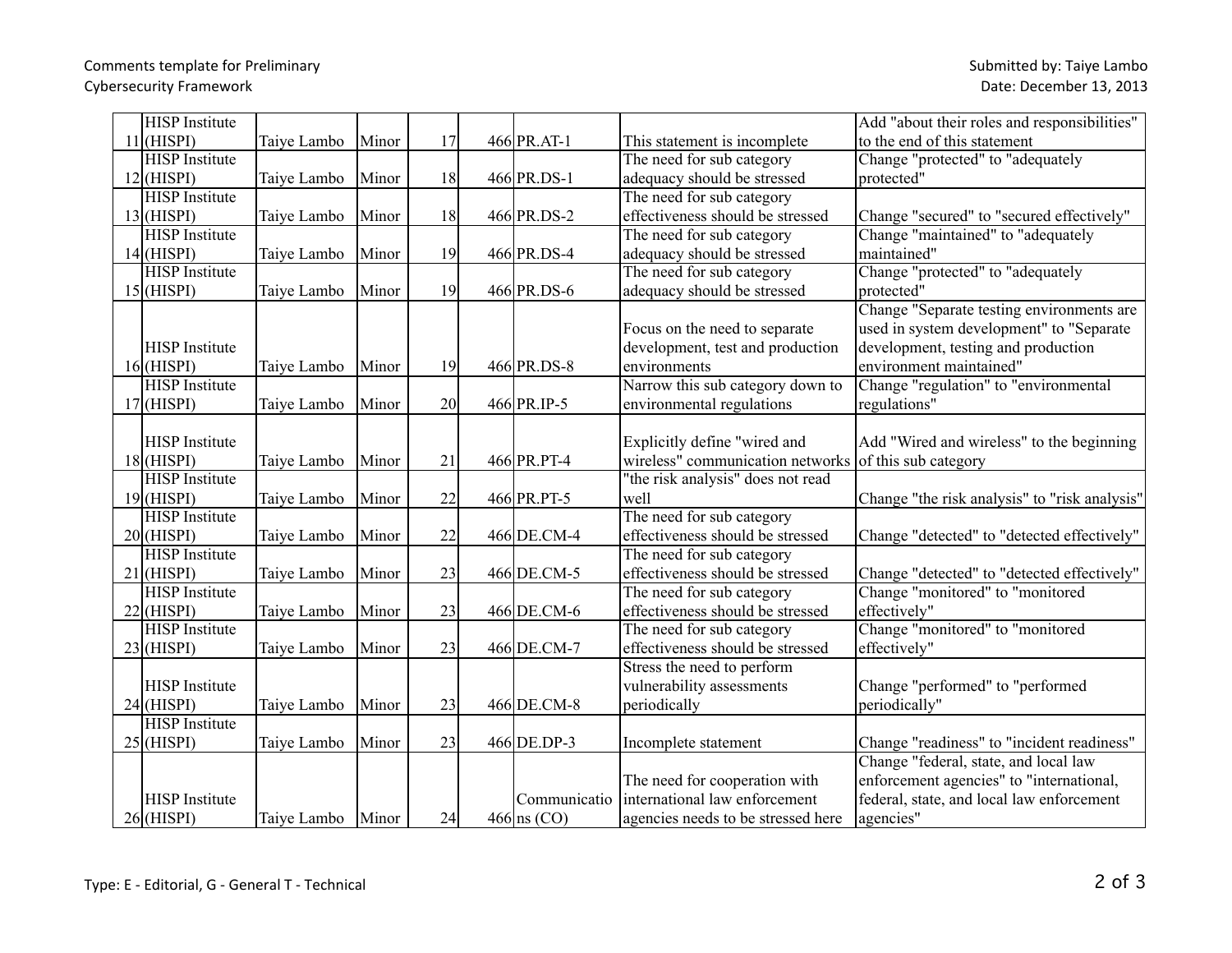| | | | | | | | | |
|---|---|---|---|---|---|---|---|---|
| 11 | HISP Institute (HISPI) | Taiye Lambo | Minor | 17 | 466 | PR.AT-1 | This statement is incomplete | Add "about their roles and responsibilities" to the end of this statement |
| 12 | HISP Institute (HISPI) | Taiye Lambo | Minor | 18 | 466 | PR.DS-1 | The need for sub category adequacy should be stressed | Change "protected" to "adequately protected" |
| 13 | HISP Institute (HISPI) | Taiye Lambo | Minor | 18 | 466 | PR.DS-2 | The need for sub category effectiveness should be stressed | Change "secured" to "secured effectively" |
| 14 | HISP Institute (HISPI) | Taiye Lambo | Minor | 19 | 466 | PR.DS-4 | The need for sub category adequacy should be stressed | Change "maintained" to "adequately maintained" |
| 15 | HISP Institute (HISPI) | Taiye Lambo | Minor | 19 | 466 | PR.DS-6 | The need for sub category adequacy should be stressed | Change "protected" to "adequately protected" |
| 16 | HISP Institute (HISPI) | Taiye Lambo | Minor | 19 | 466 | PR.DS-8 | Focus on the need to separate development, test and production environments | Change "Separate testing environments are used in system development" to "Separate development, testing and production environment maintained" |
| 17 | HISP Institute (HISPI) | Taiye Lambo | Minor | 20 | 466 | PR.IP-5 | Narrow this sub category down to environmental regulations | Change "regulation" to "environmental regulations" |
| 18 | HISP Institute (HISPI) | Taiye Lambo | Minor | 21 | 466 | PR.PT-4 | Explicitly define "wired and wireless" communication networks | Add "Wired and wireless" to the beginning of this sub category |
| 19 | HISP Institute (HISPI) | Taiye Lambo | Minor | 22 | 466 | PR.PT-5 | "the risk analysis" does not read well | Change "the risk analysis" to "risk analysis" |
| 20 | HISP Institute (HISPI) | Taiye Lambo | Minor | 22 | 466 | DE.CM-4 | The need for sub category effectiveness should be stressed | Change "detected" to "detected effectively" |
| 21 | HISP Institute (HISPI) | Taiye Lambo | Minor | 23 | 466 | DE.CM-5 | The need for sub category effectiveness should be stressed | Change "detected" to "detected effectively" |
| 22 | HISP Institute (HISPI) | Taiye Lambo | Minor | 23 | 466 | DE.CM-6 | The need for sub category effectiveness should be stressed | Change "monitored" to "monitored effectively" |
| 23 | HISP Institute (HISPI) | Taiye Lambo | Minor | 23 | 466 | DE.CM-7 | The need for sub category effectiveness should be stressed | Change "monitored" to "monitored effectively" |
| 24 | HISP Institute (HISPI) | Taiye Lambo | Minor | 23 | 466 | DE.CM-8 | Stress the need to perform vulnerability assessments periodically | Change "performed" to "performed periodically" |
| 25 | HISP Institute (HISPI) | Taiye Lambo | Minor | 23 | 466 | DE.DP-3 | Incomplete statement | Change "readiness" to "incident readiness" |
| 26 | HISP Institute (HISPI) | Taiye Lambo | Minor | 24 | 466 | Communications (CO) | The need for cooperation with international law enforcement agencies needs to be stressed here | Change "federal, state, and local law enforcement agencies" to "international, federal, state, and local law enforcement agencies" |

Type: E - Editorial, G - General T - Technical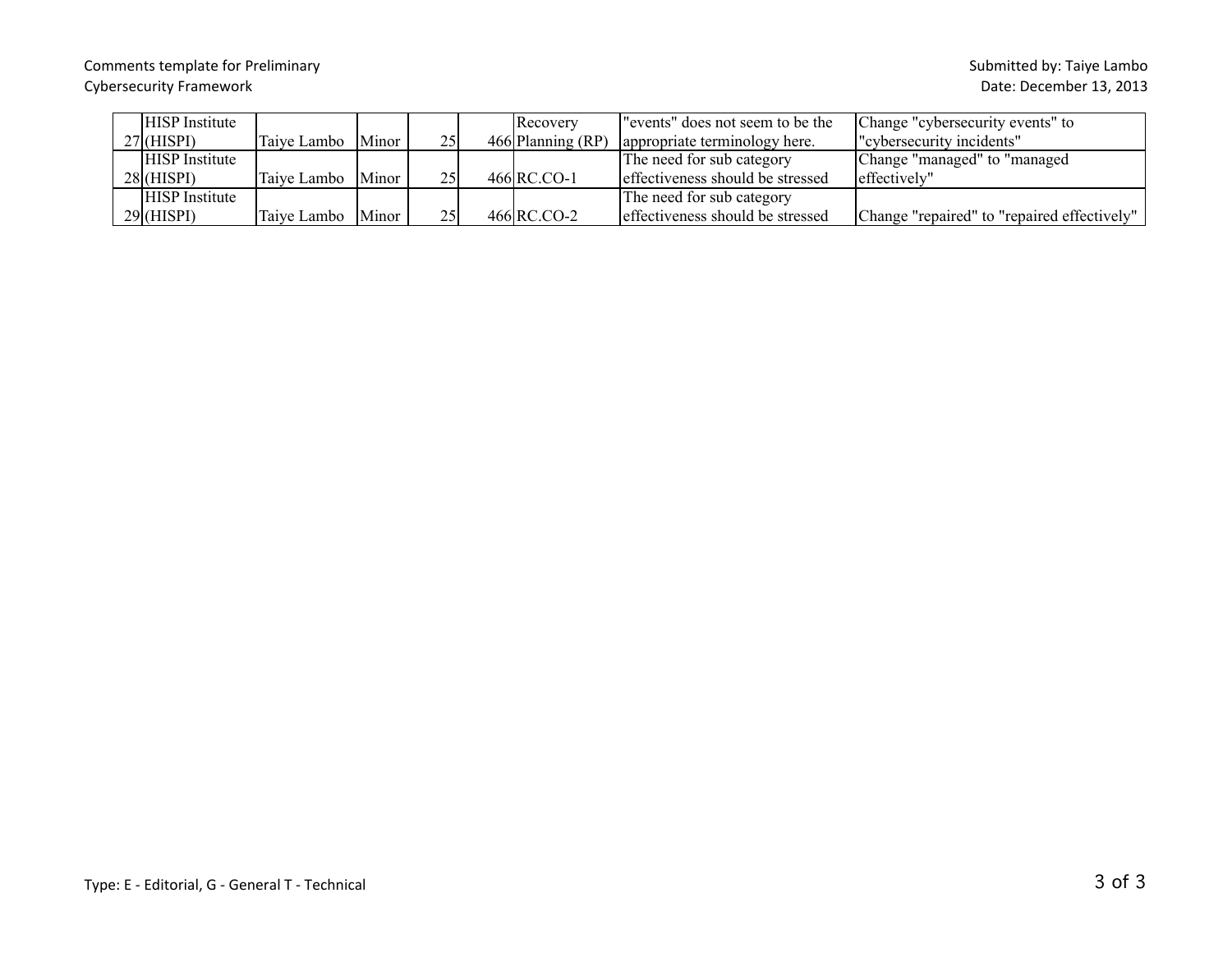| | | | | | | | | |
|---|---|---|---|---|---|---|---|---|
| 27 | HISP Institute (HISPI) | Taiye Lambo | Minor | 25 | 466 | Recovery Planning (RP) | "events" does not seem to be the appropriate terminology here. | Change "cybersecurity events" to "cybersecurity incidents" |
| 28 | HISP Institute (HISPI) | Taiye Lambo | Minor | 25 | 466 | RC.CO-1 | The need for sub category effectiveness should be stressed | Change "managed" to "managed effectively" |
| 29 | HISP Institute (HISPI) | Taiye Lambo | Minor | 25 | 466 | RC.CO-2 | The need for sub category effectiveness should be stressed | Change "repaired" to "repaired effectively" |

Type: E - Editorial, G - General T - Technical